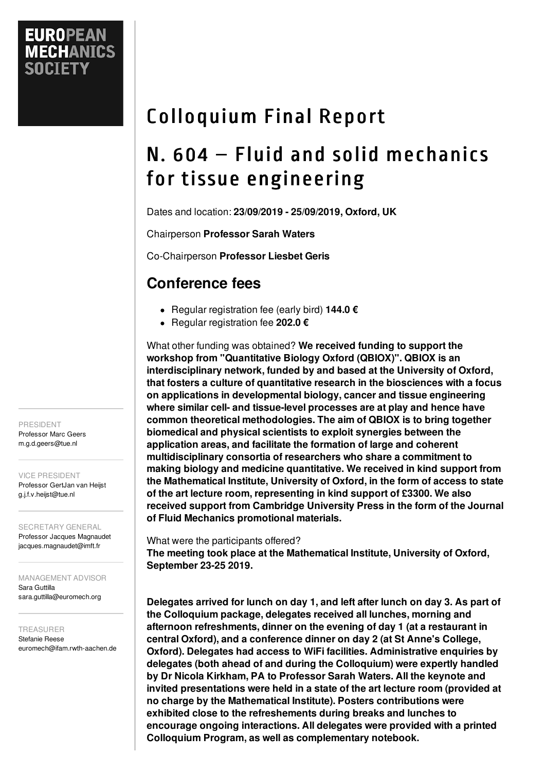EUROPEAN MECHANICS SOCIETY

PRESIDENT
Professor Marc Geers
m.g.d.geers@tue.nl

VICE PRESIDENT
Professor GertJan van Heijst
g.j.f.v.heijst@tue.nl

SECRETARY GENERAL
Professor Jacques Magnaudet
jacques.magnaudet@imft.fr

MANAGEMENT ADVISOR
Sara Guttilla
sara.guttilla@euromech.org

TREASURER
Stefanie Reese
euromech@ifam.rwth-aachen.de

# Colloquium Final Report

# N. 604 – Fluid and solid mechanics for tissue engineering

Dates and location: **23/09/2019 - 25/09/2019, Oxford, UK**

Chairperson **Professor Sarah Waters**

Co-Chairperson **Professor Liesbet Geris**

## Conference fees

- Regular registration fee (early bird) **144.0 €**
- Regular registration fee **202.0 €**

What other funding was obtained? **We received funding to support the workshop from "Quantitative Biology Oxford (QBIOX)". QBIOX is an interdisciplinary network, funded by and based at the University of Oxford, that fosters a culture of quantitative research in the biosciences with a focus on applications in developmental biology, cancer and tissue engineering where similar cell- and tissue-level processes are at play and hence have common theoretical methodologies. The aim of QBIOX is to bring together biomedical and physical scientists to exploit synergies between the application areas, and facilitate the formation of large and coherent multidisciplinary consortia of researchers who share a commitment to making biology and medicine quantitative. We received in kind support from the Mathematical Institute, University of Oxford, in the form of access to state of the art lecture room, representing in kind support of £3300. We also received support from Cambridge University Press in the form of the Journal of Fluid Mechanics promotional materials.**

What were the participants offered?
**The meeting took place at the Mathematical Institute, University of Oxford, September 23-25 2019.**

**Delegates arrived for lunch on day 1, and left after lunch on day 3. As part of the Colloquium package, delegates received all lunches, morning and afternoon refreshments, dinner on the evening of day 1 (at a restaurant in central Oxford), and a conference dinner on day 2 (at St Anne's College, Oxford). Delegates had access to WiFi facilities. Administrative enquiries by delegates (both ahead of and during the Colloquium) were expertly handled by Dr Nicola Kirkham, PA to Professor Sarah Waters. All the keynote and invited presentations were held in a state of the art lecture room (provided at no charge by the Mathematical Institute). Posters contributions were exhibited close to the refreshements during breaks and lunches to encourage ongoing interactions. All delegates were provided with a printed Colloquium Program, as well as complementary notebook.**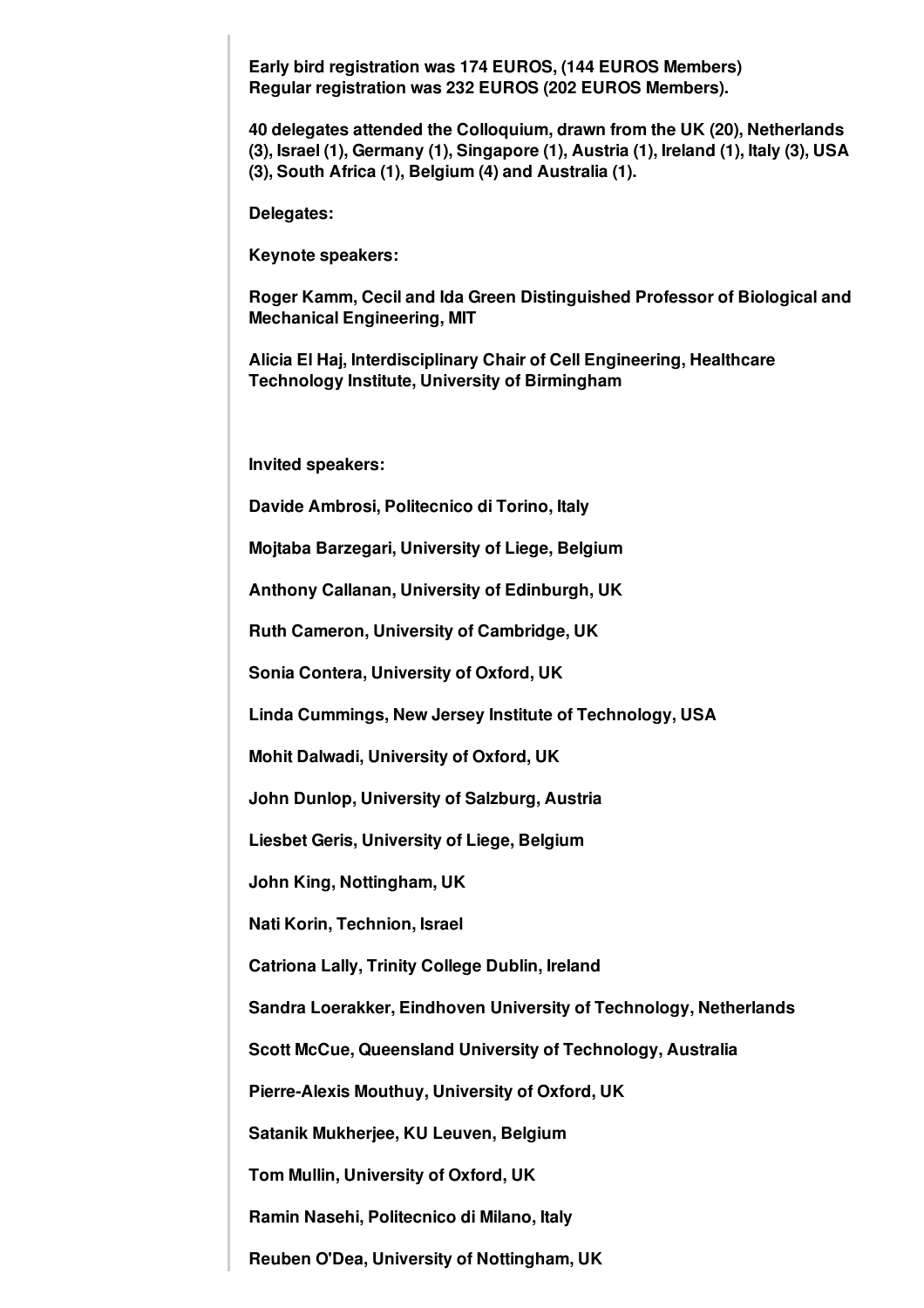**Early bird registration was 174 EUROS, (144 EUROS Members)**
**Regular registration was 232 EUROS (202 EUROS Members).**

**40 delegates attended the Colloquium, drawn from the UK (20), Netherlands (3), Israel (1), Germany (1), Singapore (1), Austria (1), Ireland (1), Italy (3), USA (3), South Africa (1), Belgium (4) and Australia (1).**

**Delegates:**

**Keynote speakers:**

**Roger Kamm, Cecil and Ida Green Distinguished Professor of Biological and Mechanical Engineering, MIT**

**Alicia El Haj, Interdisciplinary Chair of Cell Engineering, Healthcare Technology Institute, University of Birmingham**

**Invited speakers:**

**Davide Ambrosi, Politecnico di Torino, Italy**

**Mojtaba Barzegari, University of Liege, Belgium**

**Anthony Callanan, University of Edinburgh, UK**

**Ruth Cameron, University of Cambridge, UK**

**Sonia Contera, University of Oxford, UK**

**Linda Cummings, New Jersey Institute of Technology, USA**

**Mohit Dalwadi, University of Oxford, UK**

**John Dunlop, University of Salzburg, Austria**

**Liesbet Geris, University of Liege, Belgium**

**John King, Nottingham, UK**

**Nati Korin, Technion, Israel**

**Catriona Lally, Trinity College Dublin, Ireland**

**Sandra Loerakker, Eindhoven University of Technology, Netherlands**

**Scott McCue, Queensland University of Technology, Australia**

**Pierre-Alexis Mouthuy, University of Oxford, UK**

**Satanik Mukherjee, KU Leuven, Belgium**

**Tom Mullin, University of Oxford, UK**

**Ramin Nasehi, Politecnico di Milano, Italy**

**Reuben O'Dea, University of Nottingham, UK**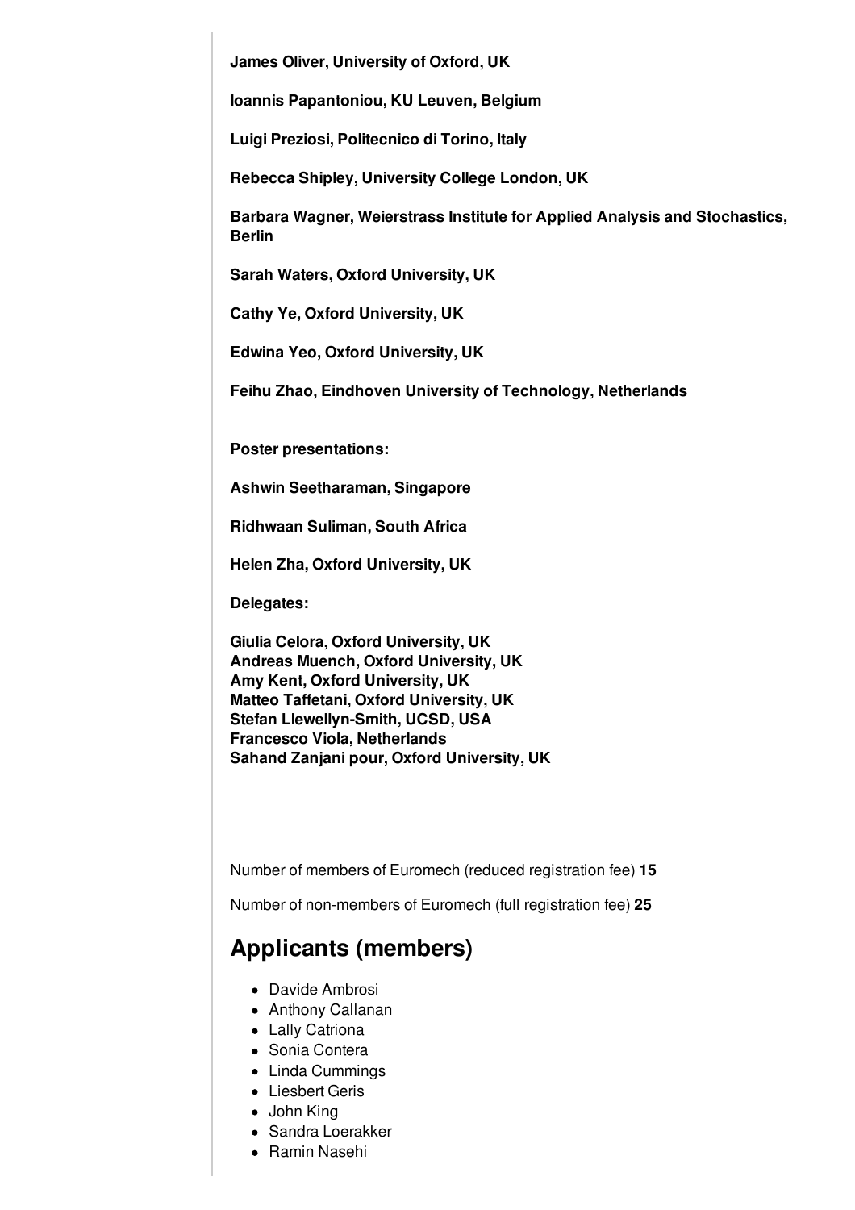**James Oliver, University of Oxford, UK**

**Ioannis Papantoniou, KU Leuven, Belgium**

**Luigi Preziosi, Politecnico di Torino, Italy**

**Rebecca Shipley, University College London, UK**

**Barbara Wagner, Weierstrass Institute for Applied Analysis and Stochastics, Berlin**

**Sarah Waters, Oxford University, UK**

**Cathy Ye, Oxford University, UK**

**Edwina Yeo, Oxford University, UK**

**Feihu Zhao, Eindhoven University of Technology, Netherlands**

**Poster presentations:**

**Ashwin Seetharaman, Singapore**

**Ridhwaan Suliman, South Africa**

**Helen Zha, Oxford University, UK**

**Delegates:**

**Giulia Celora, Oxford University, UK**
**Andreas Muench, Oxford University, UK**
**Amy Kent, Oxford University, UK**
**Matteo Taffetani, Oxford University, UK**
**Stefan Llewellyn-Smith, UCSD, USA**
**Francesco Viola, Netherlands**
**Sahand Zanjani pour, Oxford University, UK**

Number of members of Euromech (reduced registration fee) **15**

Number of non-members of Euromech (full registration fee) **25**

## Applicants (members)

- Davide Ambrosi
- Anthony Callanan
- Lally Catriona
- Sonia Contera
- Linda Cummings
- Liesbert Geris
- John King
- Sandra Loerakker
- Ramin Nasehi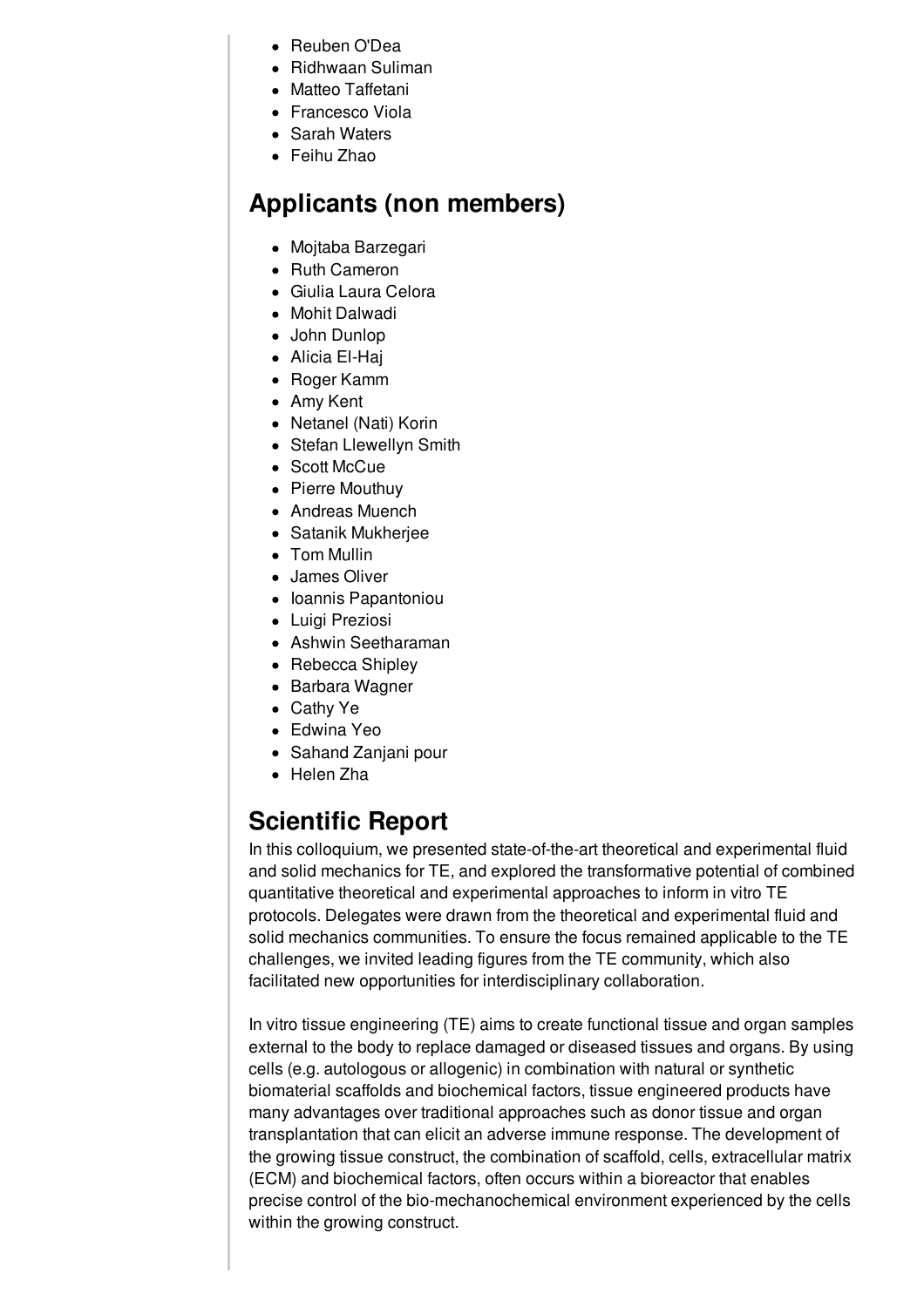- Reuben O'Dea
- Ridhwaan Suliman
- Matteo Taffetani
- Francesco Viola
- Sarah Waters
- Feihu Zhao

## Applicants (non members)

- Mojtaba Barzegari
- Ruth Cameron
- Giulia Laura Celora
- Mohit Dalwadi
- John Dunlop
- Alicia El-Haj
- Roger Kamm
- Amy Kent
- Netanel (Nati) Korin
- Stefan Llewellyn Smith
- Scott McCue
- Pierre Mouthuy
- Andreas Muench
- Satanik Mukherjee
- Tom Mullin
- James Oliver
- Ioannis Papantoniou
- Luigi Preziosi
- Ashwin Seetharaman
- Rebecca Shipley
- Barbara Wagner
- Cathy Ye
- Edwina Yeo
- Sahand Zanjani pour
- Helen Zha

## Scientific Report

In this colloquium, we presented state-of-the-art theoretical and experimental fluid and solid mechanics for TE, and explored the transformative potential of combined quantitative theoretical and experimental approaches to inform in vitro TE protocols. Delegates were drawn from the theoretical and experimental fluid and solid mechanics communities. To ensure the focus remained applicable to the TE challenges, we invited leading figures from the TE community, which also facilitated new opportunities for interdisciplinary collaboration.

In vitro tissue engineering (TE) aims to create functional tissue and organ samples external to the body to replace damaged or diseased tissues and organs. By using cells (e.g. autologous or allogenic) in combination with natural or synthetic biomaterial scaffolds and biochemical factors, tissue engineered products have many advantages over traditional approaches such as donor tissue and organ transplantation that can elicit an adverse immune response. The development of the growing tissue construct, the combination of scaffold, cells, extracellular matrix (ECM) and biochemical factors, often occurs within a bioreactor that enables precise control of the bio-mechanochemical environment experienced by the cells within the growing construct.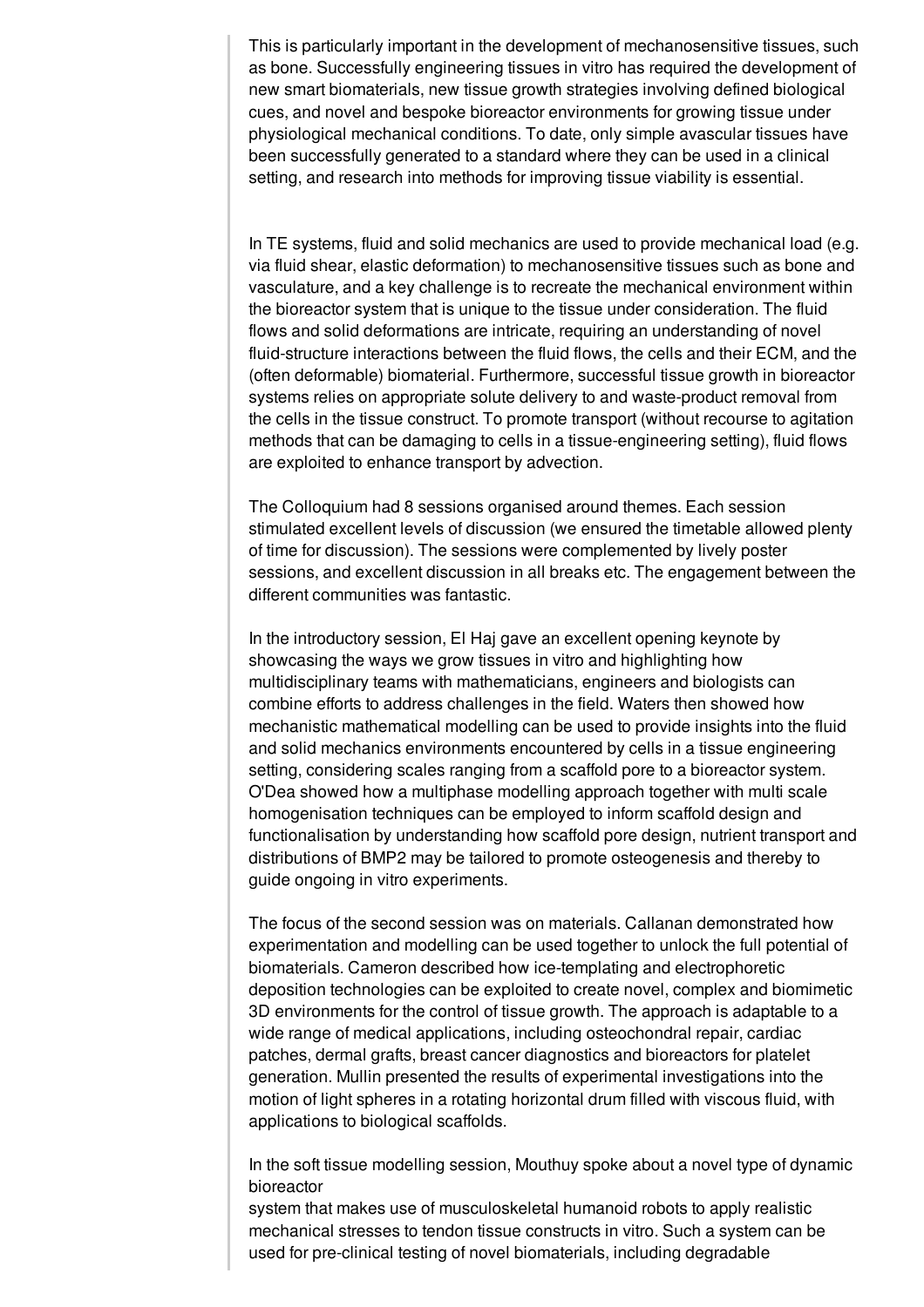This is particularly important in the development of mechanosensitive tissues, such as bone. Successfully engineering tissues in vitro has required the development of new smart biomaterials, new tissue growth strategies involving defined biological cues, and novel and bespoke bioreactor environments for growing tissue under physiological mechanical conditions. To date, only simple avascular tissues have been successfully generated to a standard where they can be used in a clinical setting, and research into methods for improving tissue viability is essential.

In TE systems, fluid and solid mechanics are used to provide mechanical load (e.g. via fluid shear, elastic deformation) to mechanosensitive tissues such as bone and vasculature, and a key challenge is to recreate the mechanical environment within the bioreactor system that is unique to the tissue under consideration. The fluid flows and solid deformations are intricate, requiring an understanding of novel fluid-structure interactions between the fluid flows, the cells and their ECM, and the (often deformable) biomaterial. Furthermore, successful tissue growth in bioreactor systems relies on appropriate solute delivery to and waste-product removal from the cells in the tissue construct. To promote transport (without recourse to agitation methods that can be damaging to cells in a tissue-engineering setting), fluid flows are exploited to enhance transport by advection.

The Colloquium had 8 sessions organised around themes. Each session stimulated excellent levels of discussion (we ensured the timetable allowed plenty of time for discussion). The sessions were complemented by lively poster sessions, and excellent discussion in all breaks etc. The engagement between the different communities was fantastic.

In the introductory session, El Haj gave an excellent opening keynote by showcasing the ways we grow tissues in vitro and highlighting how multidisciplinary teams with mathematicians, engineers and biologists can combine efforts to address challenges in the field. Waters then showed how mechanistic mathematical modelling can be used to provide insights into the fluid and solid mechanics environments encountered by cells in a tissue engineering setting, considering scales ranging from a scaffold pore to a bioreactor system. O'Dea showed how a multiphase modelling approach together with multi scale homogenisation techniques can be employed to inform scaffold design and functionalisation by understanding how scaffold pore design, nutrient transport and distributions of BMP2 may be tailored to promote osteogenesis and thereby to guide ongoing in vitro experiments.

The focus of the second session was on materials. Callanan demonstrated how experimentation and modelling can be used together to unlock the full potential of biomaterials. Cameron described how ice-templating and electrophoretic deposition technologies can be exploited to create novel, complex and biomimetic 3D environments for the control of tissue growth. The approach is adaptable to a wide range of medical applications, including osteochondral repair, cardiac patches, dermal grafts, breast cancer diagnostics and bioreactors for platelet generation. Mullin presented the results of experimental investigations into the motion of light spheres in a rotating horizontal drum filled with viscous fluid, with applications to biological scaffolds.

In the soft tissue modelling session, Mouthuy spoke about a novel type of dynamic bioreactor
system that makes use of musculoskeletal humanoid robots to apply realistic mechanical stresses to tendon tissue constructs in vitro. Such a system can be used for pre-clinical testing of novel biomaterials, including degradable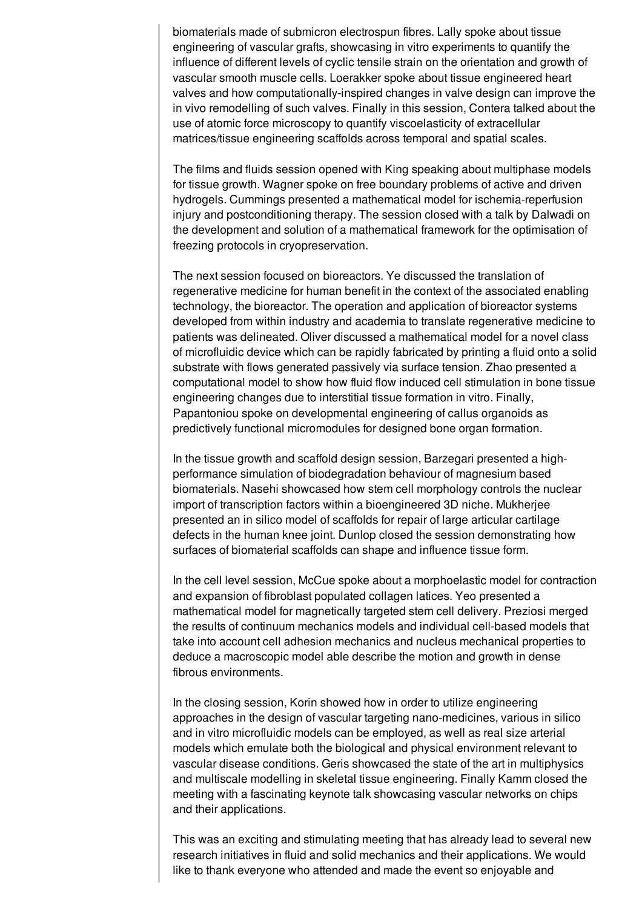biomaterials made of submicron electrospun fibres. Lally spoke about tissue engineering of vascular grafts, showcasing in vitro experiments to quantify the influence of different levels of cyclic tensile strain on the orientation and growth of vascular smooth muscle cells. Loerakker spoke about tissue engineered heart valves and how computationally-inspired changes in valve design can improve the in vivo remodelling of such valves. Finally in this session, Contera talked about the use of atomic force microscopy to quantify viscoelasticity of extracellular matrices/tissue engineering scaffolds across temporal and spatial scales.

The films and fluids session opened with King speaking about multiphase models for tissue growth. Wagner spoke on free boundary problems of active and driven hydrogels. Cummings presented a mathematical model for ischemia-reperfusion injury and postconditioning therapy. The session closed with a talk by Dalwadi on the development and solution of a mathematical framework for the optimisation of freezing protocols in cryopreservation.

The next session focused on bioreactors. Ye discussed the translation of regenerative medicine for human benefit in the context of the associated enabling technology, the bioreactor. The operation and application of bioreactor systems developed from within industry and academia to translate regenerative medicine to patients was delineated. Oliver discussed a mathematical model for a novel class of microfluidic device which can be rapidly fabricated by printing a fluid onto a solid substrate with flows generated passively via surface tension. Zhao presented a computational model to show how fluid flow induced cell stimulation in bone tissue engineering changes due to interstitial tissue formation in vitro. Finally, Papantoniou spoke on developmental engineering of callus organoids as predictively functional micromodules for designed bone organ formation.

In the tissue growth and scaffold design session, Barzegari presented a high-performance simulation of biodegradation behaviour of magnesium based biomaterials. Nasehi showcased how stem cell morphology controls the nuclear import of transcription factors within a bioengineered 3D niche. Mukherjee presented an in silico model of scaffolds for repair of large articular cartilage defects in the human knee joint. Dunlop closed the session demonstrating how surfaces of biomaterial scaffolds can shape and influence tissue form.

In the cell level session, McCue spoke about a morphoelastic model for contraction and expansion of fibroblast populated collagen latices. Yeo presented a mathematical model for magnetically targeted stem cell delivery. Preziosi merged the results of continuum mechanics models and individual cell-based models that take into account cell adhesion mechanics and nucleus mechanical properties to deduce a macroscopic model able describe the motion and growth in dense fibrous environments.

In the closing session, Korin showed how in order to utilize engineering approaches in the design of vascular targeting nano-medicines, various in silico and in vitro microfluidic models can be employed, as well as real size arterial models which emulate both the biological and physical environment relevant to vascular disease conditions. Geris showcased the state of the art in multiphysics and multiscale modelling in skeletal tissue engineering. Finally Kamm closed the meeting with a fascinating keynote talk showcasing vascular networks on chips and their applications.

This was an exciting and stimulating meeting that has already lead to several new research initiatives in fluid and solid mechanics and their applications. We would like to thank everyone who attended and made the event so enjoyable and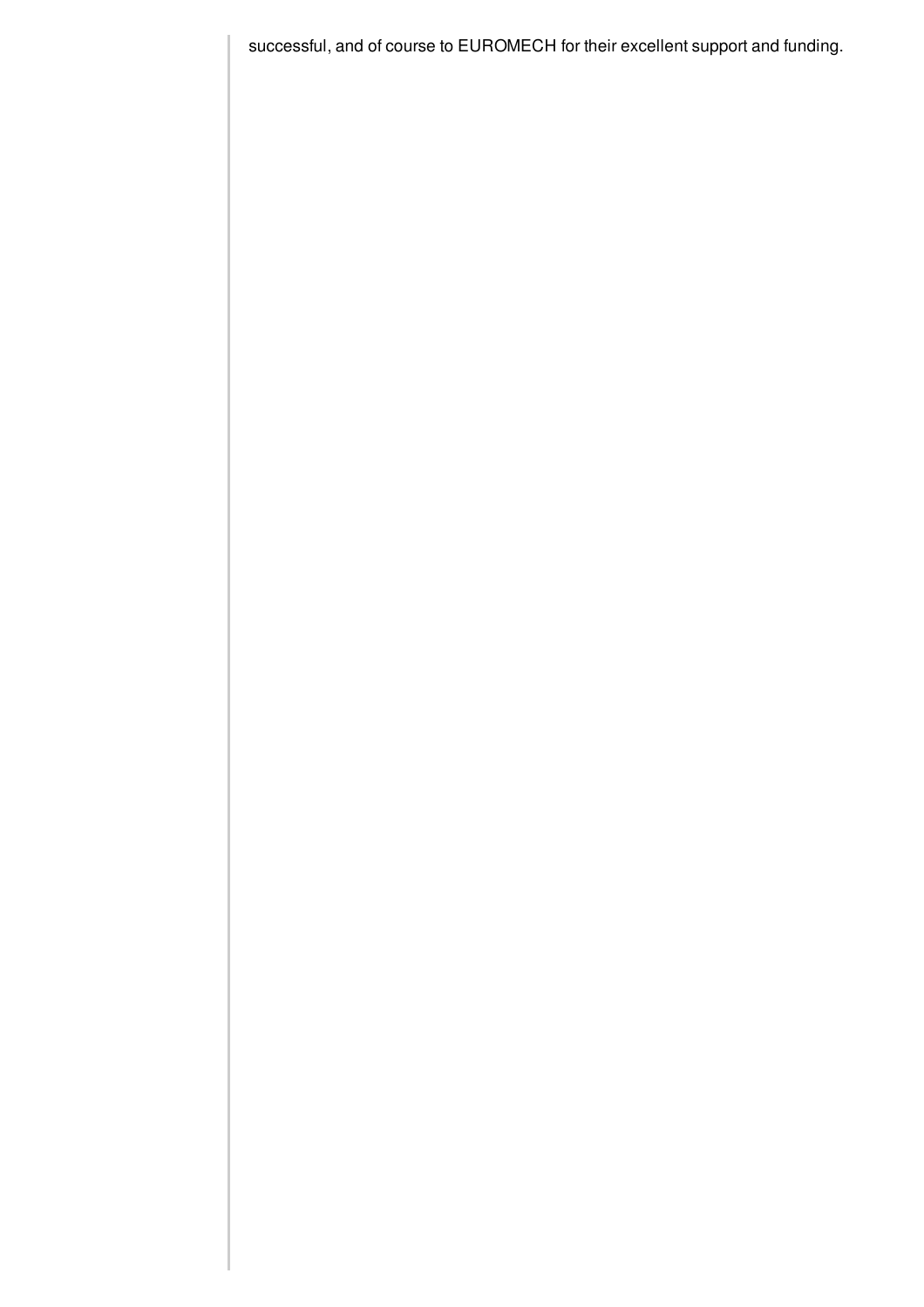successful, and of course to EUROMECH for their excellent support and funding.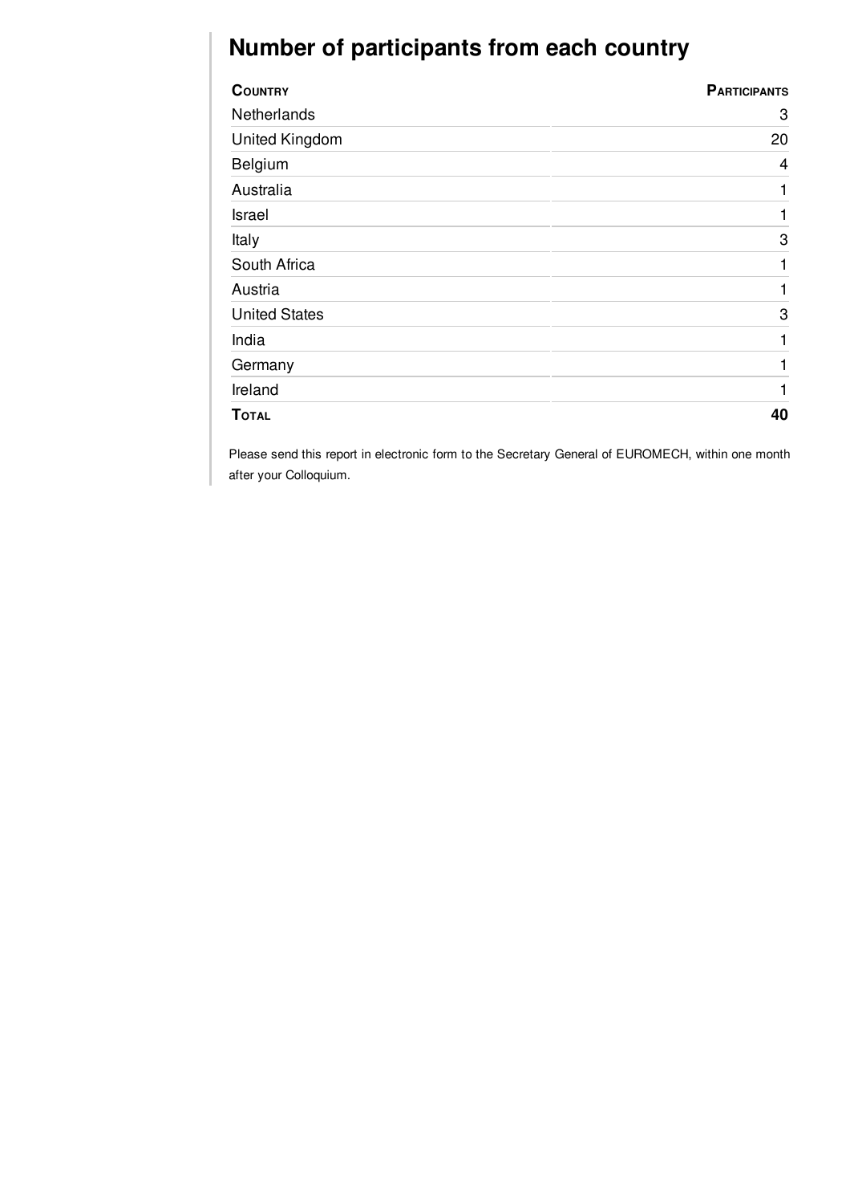## Number of participants from each country

| Country | Participants |
|---|---|
| Netherlands | 3 |
| United Kingdom | 20 |
| Belgium | 4 |
| Australia | 1 |
| Israel | 1 |
| Italy | 3 |
| South Africa | 1 |
| Austria | 1 |
| United States | 3 |
| India | 1 |
| Germany | 1 |
| Ireland | 1 |
| **Total** | **40** |

Please send this report in electronic form to the Secretary General of EUROMECH, within one month after your Colloquium.